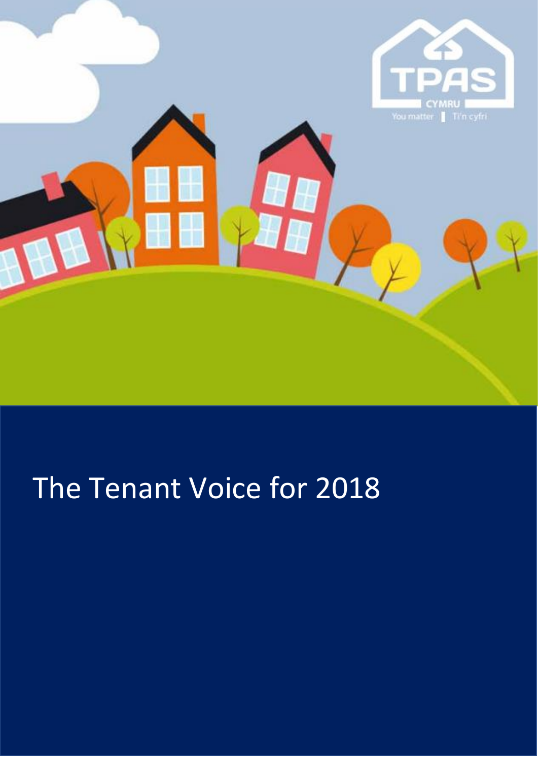TPAS

CYMRU

You matter | Ti'n cyfri

# The Tenant Voice for 2018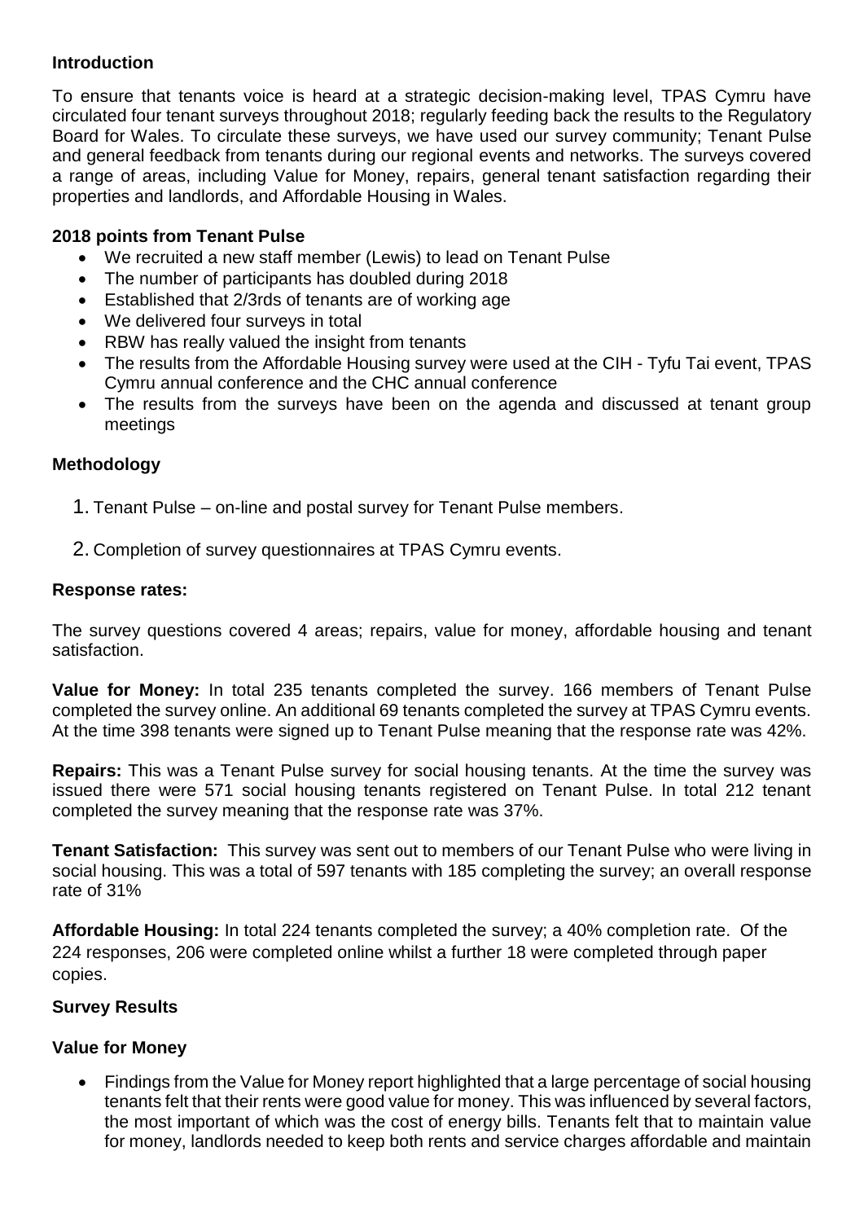### Introduction

To ensure that tenants voice is heard at a strategic decision-making level, TPAS Cymru have circulated four tenant surveys throughout 2018; regularly feeding back the results to the Regulatory Board for Wales. To circulate these surveys, we have used our survey community; Tenant Pulse and general feedback from tenants during our regional events and networks. The surveys covered a range of areas, including Value for Money, repairs, general tenant satisfaction regarding their properties and landlords, and Affordable Housing in Wales.

### 2018 points from Tenant Pulse

- We recruited a new staff member (Lewis) to lead on Tenant Pulse
- The number of participants has doubled during 2018
- Established that 2/3rds of tenants are of working age
- We delivered four surveys in total
- RBW has really valued the insight from tenants
- The results from the Affordable Housing survey were used at the CIH - Tyfu Tai event, TPAS Cymru annual conference and the CHC annual conference
- The results from the surveys have been on the agenda and discussed at tenant group meetings

### Methodology

1. Tenant Pulse – on-line and postal survey for Tenant Pulse members.
2. Completion of survey questionnaires at TPAS Cymru events.

### Response rates:

The survey questions covered 4 areas; repairs, value for money, affordable housing and tenant satisfaction.

**Value for Money:** In total 235 tenants completed the survey. 166 members of Tenant Pulse completed the survey online. An additional 69 tenants completed the survey at TPAS Cymru events. At the time 398 tenants were signed up to Tenant Pulse meaning that the response rate was 42%.

**Repairs:** This was a Tenant Pulse survey for social housing tenants. At the time the survey was issued there were 571 social housing tenants registered on Tenant Pulse. In total 212 tenant completed the survey meaning that the response rate was 37%.

**Tenant Satisfaction:** This survey was sent out to members of our Tenant Pulse who were living in social housing. This was a total of 597 tenants with 185 completing the survey; an overall response rate of 31%

**Affordable Housing:** In total 224 tenants completed the survey; a 40% completion rate. Of the 224 responses, 206 were completed online whilst a further 18 were completed through paper copies.

### Survey Results

### Value for Money

- Findings from the Value for Money report highlighted that a large percentage of social housing tenants felt that their rents were good value for money. This was influenced by several factors, the most important of which was the cost of energy bills. Tenants felt that to maintain value for money, landlords needed to keep both rents and service charges affordable and maintain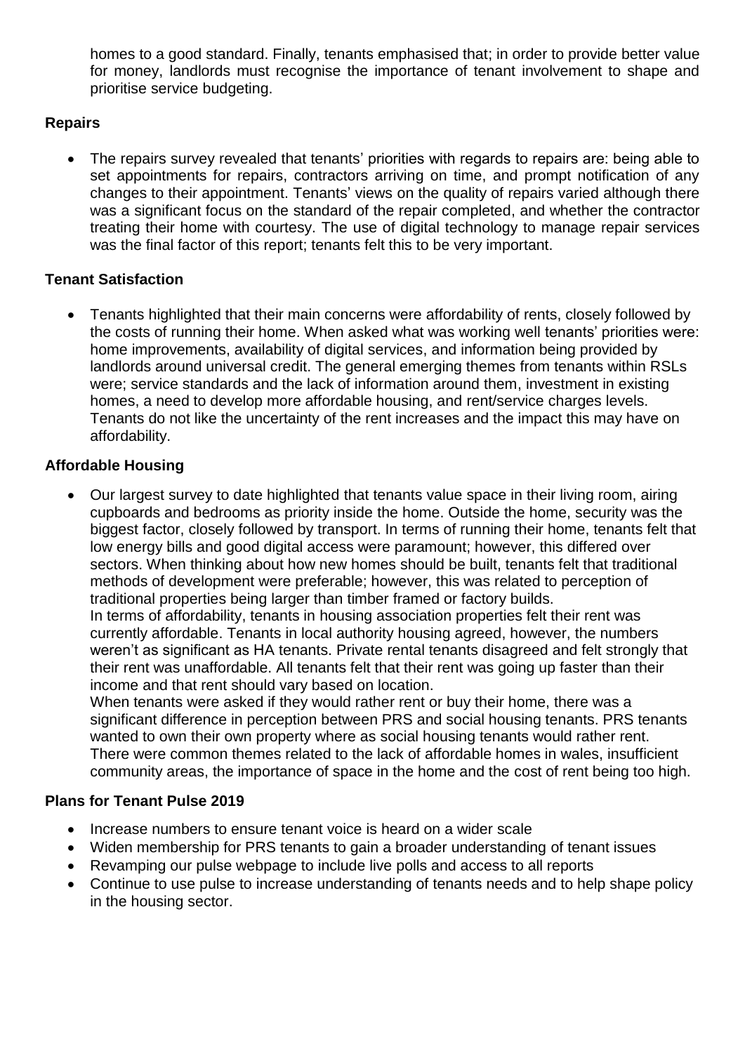homes to a good standard. Finally, tenants emphasised that; in order to provide better value for money, landlords must recognise the importance of tenant involvement to shape and prioritise service budgeting.

**Repairs**

- The repairs survey revealed that tenants' priorities with regards to repairs are: being able to set appointments for repairs, contractors arriving on time, and prompt notification of any changes to their appointment. Tenants' views on the quality of repairs varied although there was a significant focus on the standard of the repair completed, and whether the contractor treating their home with courtesy. The use of digital technology to manage repair services was the final factor of this report; tenants felt this to be very important.

**Tenant Satisfaction**

- Tenants highlighted that their main concerns were affordability of rents, closely followed by the costs of running their home. When asked what was working well tenants' priorities were: home improvements, availability of digital services, and information being provided by landlords around universal credit. The general emerging themes from tenants within RSLs were; service standards and the lack of information around them, investment in existing homes, a need to develop more affordable housing, and rent/service charges levels. Tenants do not like the uncertainty of the rent increases and the impact this may have on affordability.

**Affordable Housing**

- Our largest survey to date highlighted that tenants value space in their living room, airing cupboards and bedrooms as priority inside the home. Outside the home, security was the biggest factor, closely followed by transport. In terms of running their home, tenants felt that low energy bills and good digital access were paramount; however, this differed over sectors. When thinking about how new homes should be built, tenants felt that traditional methods of development were preferable; however, this was related to perception of traditional properties being larger than timber framed or factory builds.
  In terms of affordability, tenants in housing association properties felt their rent was currently affordable. Tenants in local authority housing agreed, however, the numbers weren't as significant as HA tenants. Private rental tenants disagreed and felt strongly that their rent was unaffordable. All tenants felt that their rent was going up faster than their income and that rent should vary based on location.
  When tenants were asked if they would rather rent or buy their home, there was a significant difference in perception between PRS and social housing tenants. PRS tenants wanted to own their own property where as social housing tenants would rather rent. There were common themes related to the lack of affordable homes in wales, insufficient community areas, the importance of space in the home and the cost of rent being too high.

**Plans for Tenant Pulse 2019**

- Increase numbers to ensure tenant voice is heard on a wider scale
- Widen membership for PRS tenants to gain a broader understanding of tenant issues
- Revamping our pulse webpage to include live polls and access to all reports
- Continue to use pulse to increase understanding of tenants needs and to help shape policy in the housing sector.